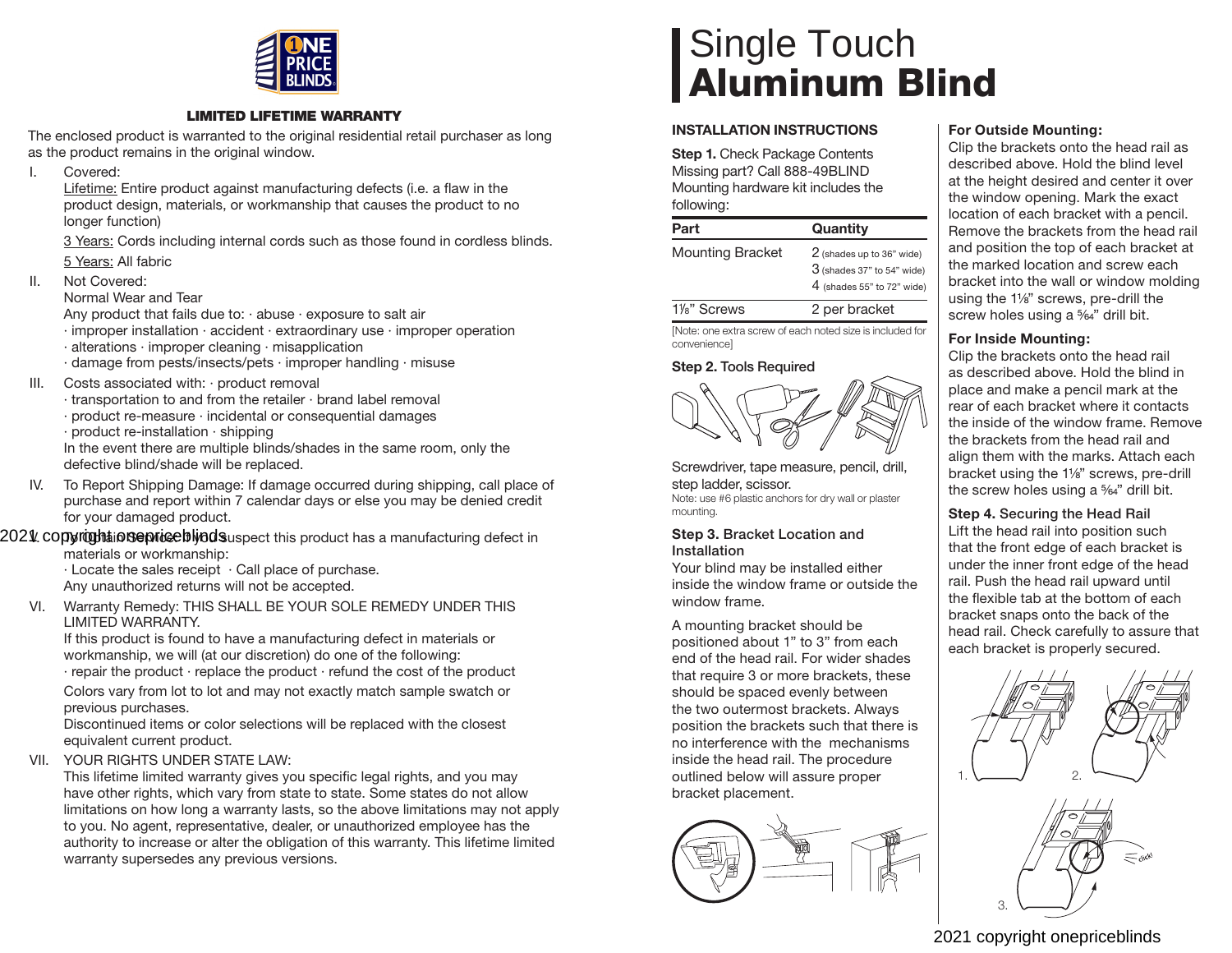ONE PRICE BLINDS

## LIMITED LIFETIME WARRANTY

The enclosed product is warranted to the original residential retail purchaser as long as the product remains in the original window.

I. Covered:
   Lifetime: Entire product against manufacturing defects (i.e. a flaw in the product design, materials, or workmanship that causes the product to no longer function)

   3 Years: Cords including internal cords such as those found in cordless blinds.

   5 Years: All fabric

II. Not Covered:
   Normal Wear and Tear
   Any product that fails due to: · abuse · exposure to salt air
   · improper installation · accident · extraordinary use · improper operation
   · alterations · improper cleaning · misapplication
   · damage from pests/insects/pets · improper handling · misuse

III. Costs associated with: · product removal
   · transportation to and from the retailer · brand label removal
   · product re-measure · incidental or consequential damages
   · product re-installation · shipping
   In the event there are multiple blinds/shades in the same room, only the defective blind/shade will be replaced.

IV. To Report Shipping Damage: If damage occurred during shipping, call place of purchase and report within 7 calendar days or else you may be denied credit for your damaged product.

V. To Obtain Service: If you suspect this product has a manufacturing defect in materials or workmanship:
   · Locate the sales receipt · Call place of purchase.
   Any unauthorized returns will not be accepted.

VI. Warranty Remedy: THIS SHALL BE YOUR SOLE REMEDY UNDER THIS LIMITED WARRANTY.
   If this product is found to have a manufacturing defect in materials or workmanship, we will (at our discretion) do one of the following:
   · repair the product · replace the product · refund the cost of the product

   Colors vary from lot to lot and may not exactly match sample swatch or previous purchases.
   Discontinued items or color selections will be replaced with the closest equivalent current product.

VII. YOUR RIGHTS UNDER STATE LAW:
   This lifetime limited warranty gives you specific legal rights, and you may have other rights, which vary from state to state. Some states do not allow limitations on how long a warranty lasts, so the above limitations may not apply to you. No agent, representative, dealer, or unauthorized employee has the authority to increase or alter the obligation of this warranty. This lifetime limited warranty supersedes any previous versions.

2021 copyright onepriceblinds

# Single Touch **Aluminum Blind**

## INSTALLATION INSTRUCTIONS

**Step 1.** Check Package Contents
Missing part? Call 888-49BLIND
Mounting hardware kit includes the following:

| Part | Quantity |
|---|---|
| Mounting Bracket | 2 (shades up to 36" wide)<br>3 (shades 37" to 54" wide)<br>4 (shades 55" to 72" wide) |
| 1⅛" Screws | 2 per bracket |

[Note: one extra screw of each noted size is included for convenience]

**Step 2.** Tools Required

Screwdriver, tape measure, pencil, drill, step ladder, scissor.
Note: use #6 plastic anchors for dry wall or plaster mounting.

**Step 3. Bracket Location and Installation**
Your blind may be installed either inside the window frame or outside the window frame.

A mounting bracket should be positioned about 1" to 3" from each end of the head rail. For wider shades that require 3 or more brackets, these should be spaced evenly between the two outermost brackets. Always position the brackets such that there is no interference with the mechanisms inside the head rail. The procedure outlined below will assure proper bracket placement.

**For Outside Mounting:**
Clip the brackets onto the head rail as described above. Hold the blind level at the height desired and center it over the window opening. Mark the exact location of each bracket with a pencil. Remove the brackets from the head rail and position the top of each bracket at the marked location and screw each bracket into the wall or window molding using the 1⅛" screws, pre-drill the screw holes using a 5/64" drill bit.

**For Inside Mounting:**
Clip the brackets onto the head rail as described above. Hold the blind in place and make a pencil mark at the rear of each bracket where it contacts the inside of the window frame. Remove the brackets from the head rail and align them with the marks. Attach each bracket using the 1⅛" screws, pre-drill the screw holes using a 5/64" drill bit.

**Step 4. Securing the Head Rail**
Lift the head rail into position such that the front edge of each bracket is under the inner front edge of the head rail. Push the head rail upward until the flexible tab at the bottom of each bracket snaps onto the back of the head rail. Check carefully to assure that each bracket is properly secured.

1. 2. 3. click!

2021 copyright onepriceblinds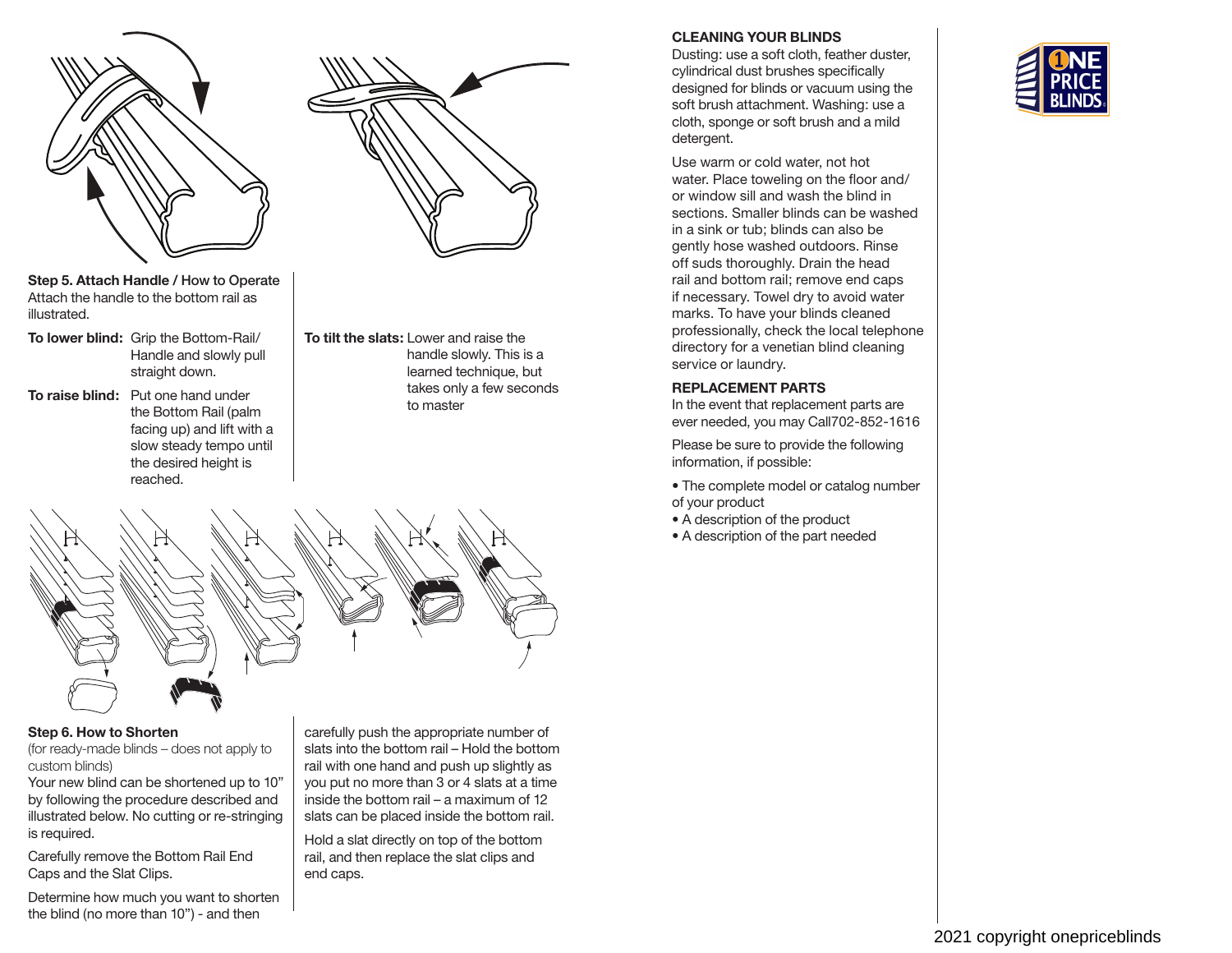**Step 5. Attach Handle / How to Operate**
Attach the handle to the bottom rail as illustrated.

**To lower blind:** Grip the Bottom-Rail/Handle and slowly pull straight down.

**To raise blind:** Put one hand under the Bottom Rail (palm facing up) and lift with a slow steady tempo until the desired height is reached.

**To tilt the slats:** Lower and raise the handle slowly. This is a learned technique, but takes only a few seconds to master

**Step 6. How to Shorten**
(for ready-made blinds – does not apply to custom blinds)
Your new blind can be shortened up to 10" by following the procedure described and illustrated below. No cutting or re-stringing is required.

Carefully remove the Bottom Rail End Caps and the Slat Clips.

Determine how much you want to shorten the blind (no more than 10") - and then carefully push the appropriate number of slats into the bottom rail – Hold the bottom rail with one hand and push up slightly as you put no more than 3 or 4 slats at a time inside the bottom rail – a maximum of 12 slats can be placed inside the bottom rail.

Hold a slat directly on top of the bottom rail, and then replace the slat clips and end caps.

**CLEANING YOUR BLINDS**

Dusting: use a soft cloth, feather duster, cylindrical dust brushes specifically designed for blinds or vacuum using the soft brush attachment. Washing: use a cloth, sponge or soft brush and a mild detergent.

Use warm or cold water, not hot water. Place toweling on the floor and/or window sill and wash the blind in sections. Smaller blinds can be washed in a sink or tub; blinds can also be gently hose washed outdoors. Rinse off suds thoroughly. Drain the head rail and bottom rail; remove end caps if necessary. Towel dry to avoid water marks. To have your blinds cleaned professionally, check the local telephone directory for a venetian blind cleaning service or laundry.

**REPLACEMENT PARTS**

In the event that replacement parts are ever needed, you may Call702-852-1616

Please be sure to provide the following information, if possible:

- The complete model or catalog number of your product
- A description of the product
- A description of the part needed

2021 copyright onepriceblinds